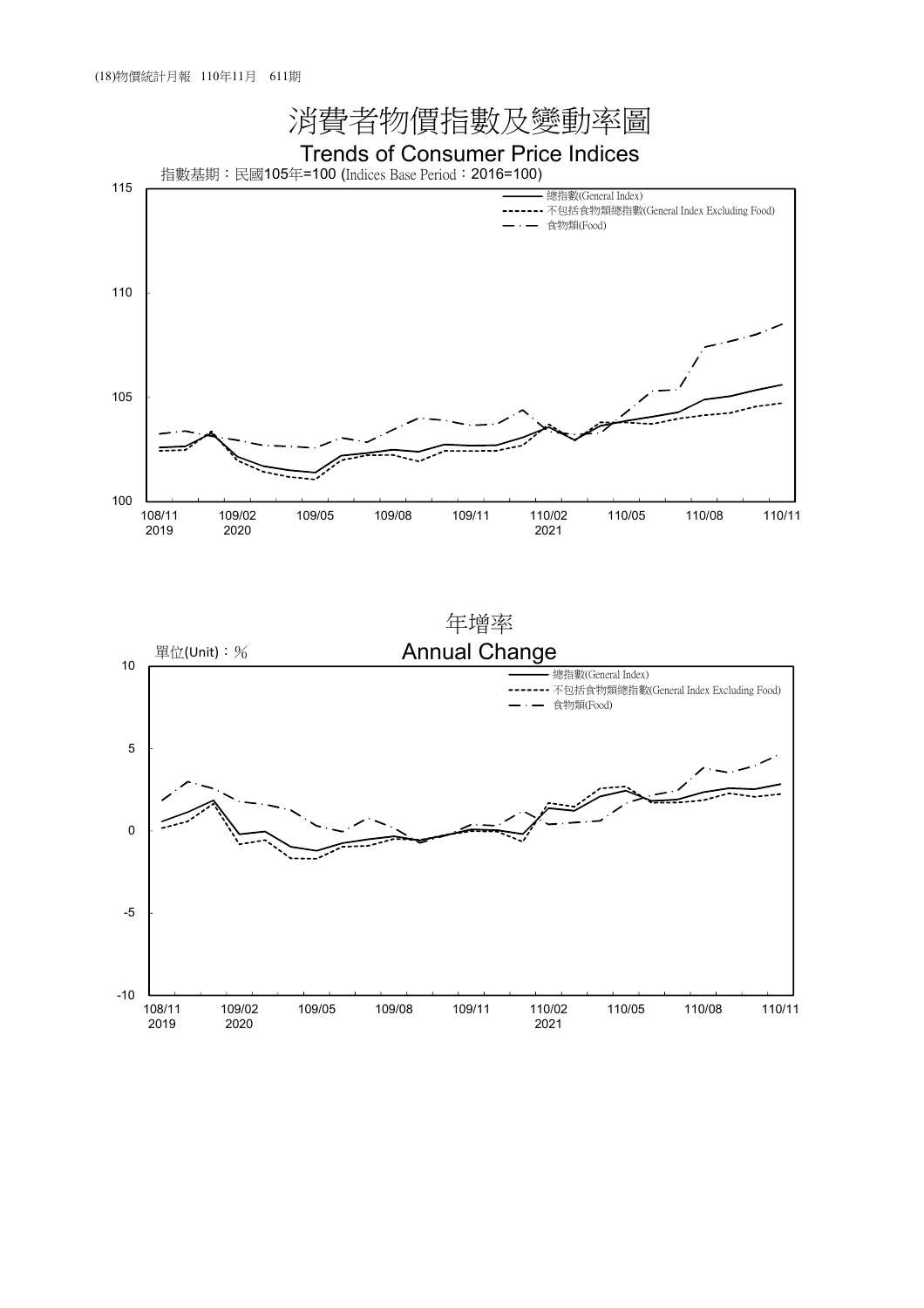# 消費者物價指數及變動率圖

## Trends of Consumer Price Indices

指數基期：民國105年=100 (Indices Base Period：2016=100)

- 總指數(General Index)
- 不包括食物類總指數(General Index Excluding Food)
- 食物類(Food)

115

110

105

100

108/11 2019 | 109/02 2020 | 109/05 | 109/08 | 109/11 | 110/02 2021 | 110/05 | 110/08 | 110/11

## 年增率

## Annual Change

單位(Unit)：%

- 總指數(General Index)
- 不包括食物類總指數(General Index Excluding Food)
- 食物類(Food)

10

5

0

-5

-10

108/11 2019 | 109/02 2020 | 109/05 | 109/08 | 109/11 | 110/02 2021 | 110/05 | 110/08 | 110/11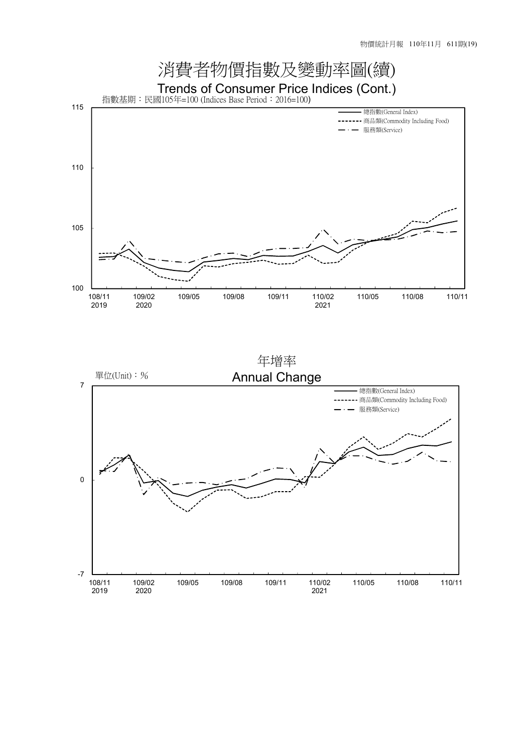# 消費者物價指數及變動率圖(續)

## Trends of Consumer Price Indices (Cont.)

指數基期：民國105年=100 (Indices Base Period：2016=100)

115

110

105

100

108/11 2019 | 109/02 2020 | 109/05 | 109/08 | 109/11 | 110/02 2021 | 110/05 | 110/08 | 110/11

總指數(General Index)
商品類(Commodity Including Food)
服務類(Service)

## 年增率

## Annual Change

單位(Unit)：%

7

0

-7

108/11 2019 | 109/02 2020 | 109/05 | 109/08 | 109/11 | 110/02 2021 | 110/05 | 110/08 | 110/11

總指數(General Index)
商品類(Commodity Including Food)
服務類(Service)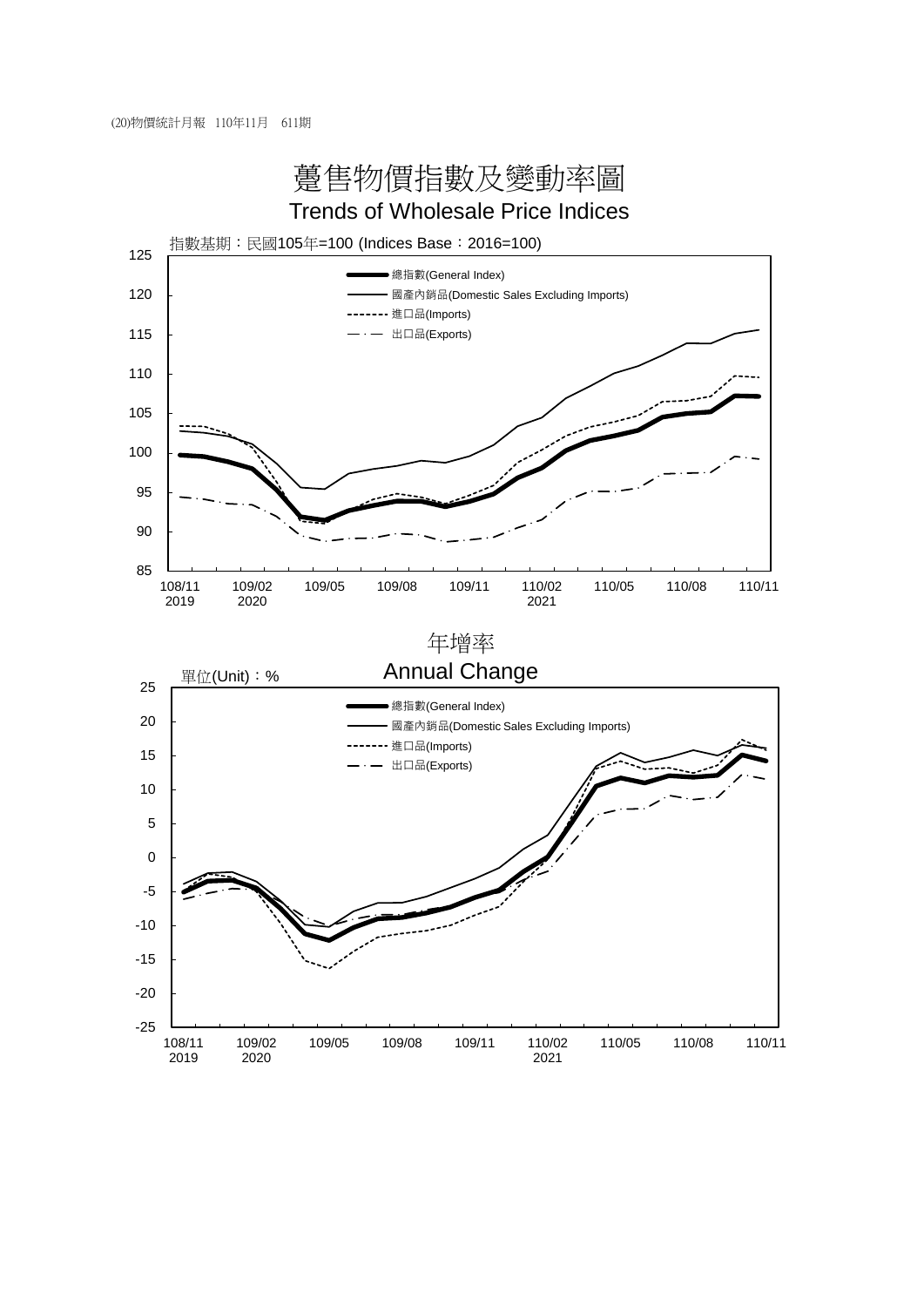# 躉售物價指數及變動率圖

## Trends of Wholesale Price Indices

指數基期：民國105年=100 (Indices Base：2016=100)

總指數(General Index)
國產內銷品(Domestic Sales Excluding Imports)
進口品(Imports)
出口品(Exports)

125
120
115
110
105
100
95
90
85

108/11 2019
109/02 2020
109/05
109/08
109/11
110/02 2021
110/05
110/08
110/11

## 年增率

## Annual Change

單位(Unit)：%

總指數(General Index)
國產內銷品(Domestic Sales Excluding Imports)
進口品(Imports)
出口品(Exports)

25
20
15
10
5
0
-5
-10
-15
-20
-25

108/11 2019
109/02 2020
109/05
109/08
109/11
110/02 2021
110/05
110/08
110/11